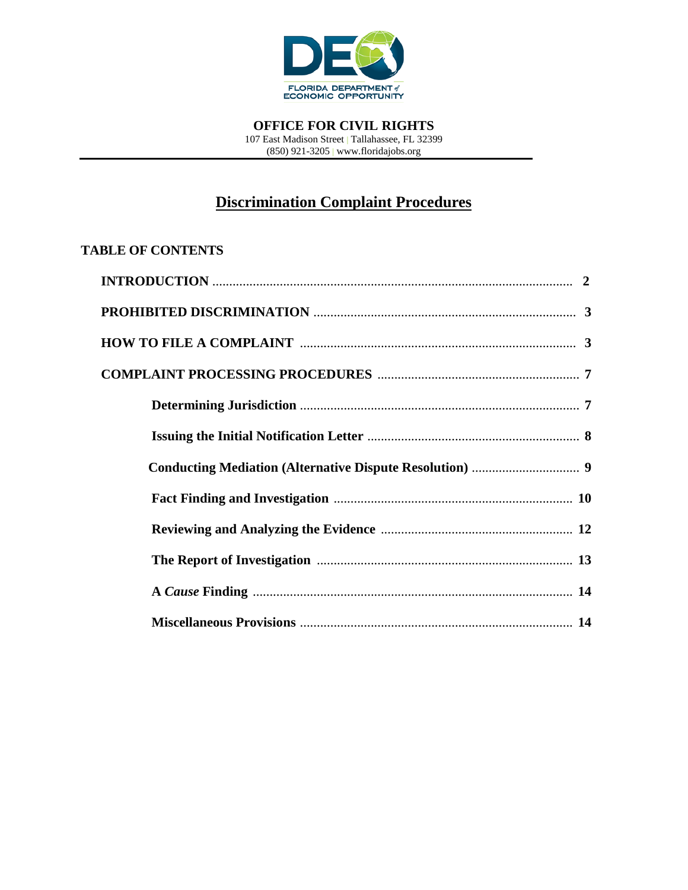FLORIDA DEPARTMENT of ECONOMIC OPPORTUNITY

**OFFICE FOR CIVIL RIGHTS**
107 East Madison Street | Tallahassee, FL 32399
(850) 921-3205 | www.floridajobs.org

# Discrimination Complaint Procedures

## TABLE OF CONTENTS

**INTRODUCTION** .......... **2**

**PROHIBITED DISCRIMINATION** .......... **3**

**HOW TO FILE A COMPLAINT** .......... **3**

**COMPLAINT PROCESSING PROCEDURES** .......... **7**

- **Determining Jurisdiction** .......... **7**
- **Issuing the Initial Notification Letter** .......... **8**
- **Conducting Mediation (Alternative Dispute Resolution)** .......... **9**
- **Fact Finding and Investigation** .......... **10**
- **Reviewing and Analyzing the Evidence** .......... **12**
- **The Report of Investigation** .......... **13**
- **A *Cause* Finding** .......... **14**
- **Miscellaneous Provisions** .......... **14**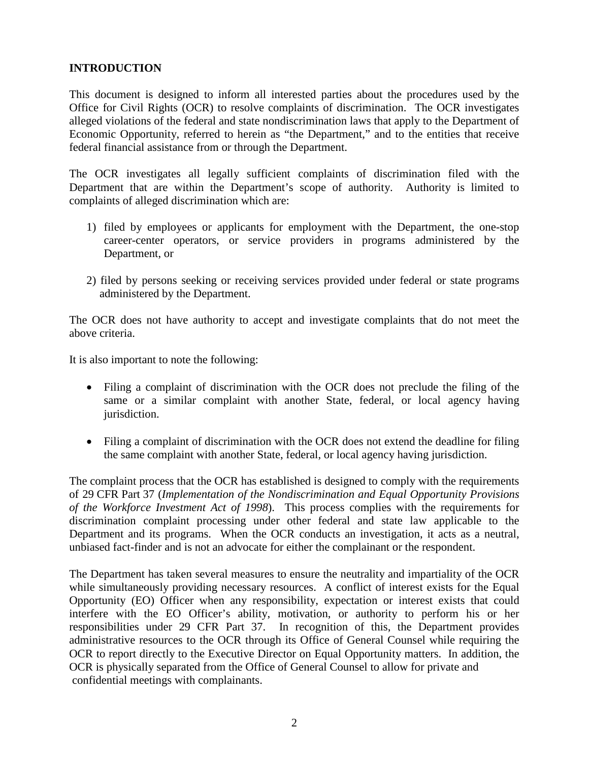## INTRODUCTION

This document is designed to inform all interested parties about the procedures used by the Office for Civil Rights (OCR) to resolve complaints of discrimination. The OCR investigates alleged violations of the federal and state nondiscrimination laws that apply to the Department of Economic Opportunity, referred to herein as "the Department," and to the entities that receive federal financial assistance from or through the Department.

The OCR investigates all legally sufficient complaints of discrimination filed with the Department that are within the Department's scope of authority. Authority is limited to complaints of alleged discrimination which are:

1) filed by employees or applicants for employment with the Department, the one-stop career-center operators, or service providers in programs administered by the Department, or

2) filed by persons seeking or receiving services provided under federal or state programs administered by the Department.

The OCR does not have authority to accept and investigate complaints that do not meet the above criteria.

It is also important to note the following:

- Filing a complaint of discrimination with the OCR does not preclude the filing of the same or a similar complaint with another State, federal, or local agency having jurisdiction.
- Filing a complaint of discrimination with the OCR does not extend the deadline for filing the same complaint with another State, federal, or local agency having jurisdiction.

The complaint process that the OCR has established is designed to comply with the requirements of 29 CFR Part 37 (*Implementation of the Nondiscrimination and Equal Opportunity Provisions of the Workforce Investment Act of 1998*). This process complies with the requirements for discrimination complaint processing under other federal and state law applicable to the Department and its programs. When the OCR conducts an investigation, it acts as a neutral, unbiased fact-finder and is not an advocate for either the complainant or the respondent.

The Department has taken several measures to ensure the neutrality and impartiality of the OCR while simultaneously providing necessary resources. A conflict of interest exists for the Equal Opportunity (EO) Officer when any responsibility, expectation or interest exists that could interfere with the EO Officer's ability, motivation, or authority to perform his or her responsibilities under 29 CFR Part 37. In recognition of this, the Department provides administrative resources to the OCR through its Office of General Counsel while requiring the OCR to report directly to the Executive Director on Equal Opportunity matters. In addition, the OCR is physically separated from the Office of General Counsel to allow for private and confidential meetings with complainants.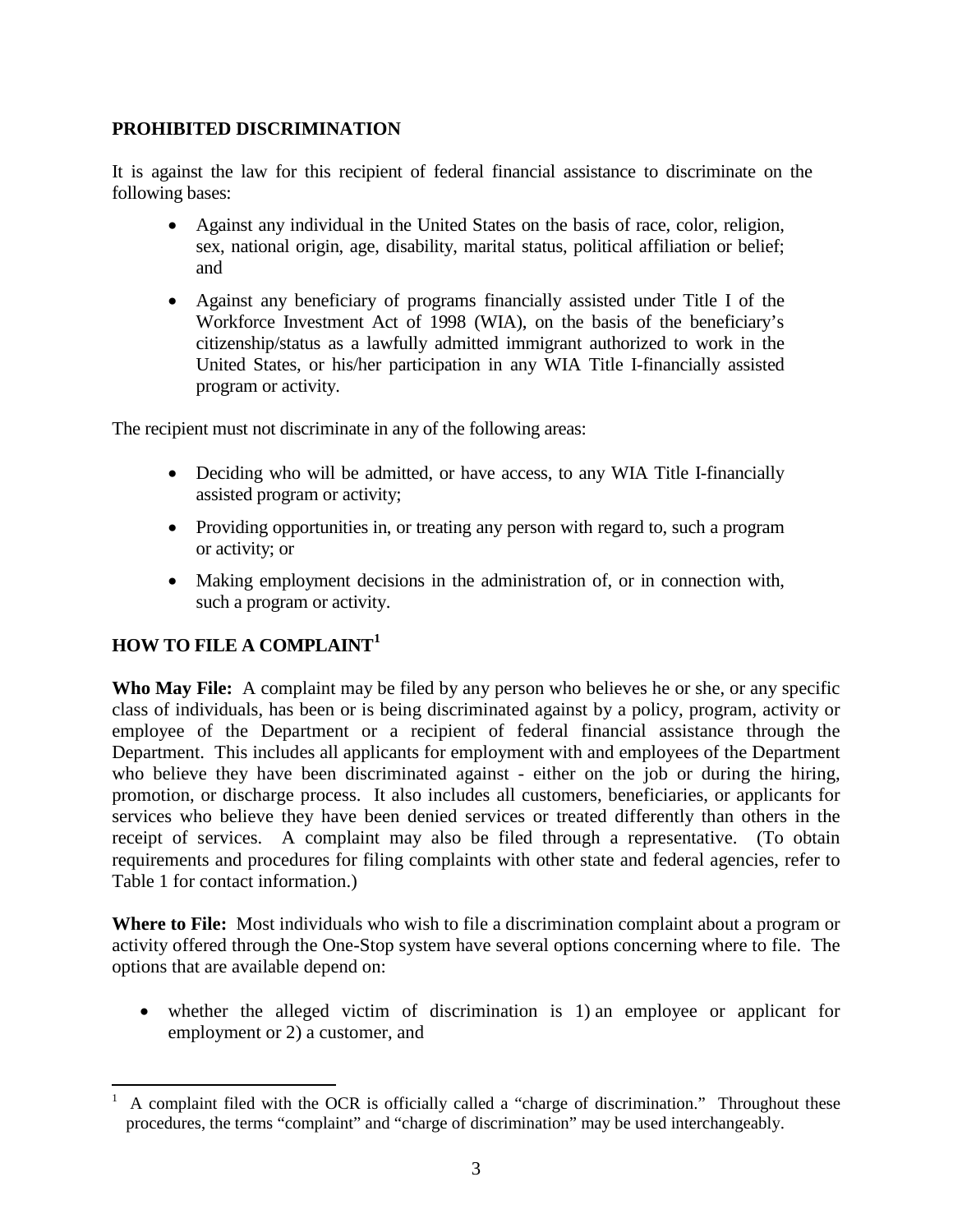## PROHIBITED DISCRIMINATION

It is against the law for this recipient of federal financial assistance to discriminate on the following bases:

- Against any individual in the United States on the basis of race, color, religion, sex, national origin, age, disability, marital status, political affiliation or belief; and
- Against any beneficiary of programs financially assisted under Title I of the Workforce Investment Act of 1998 (WIA), on the basis of the beneficiary's citizenship/status as a lawfully admitted immigrant authorized to work in the United States, or his/her participation in any WIA Title I-financially assisted program or activity.

The recipient must not discriminate in any of the following areas:

- Deciding who will be admitted, or have access, to any WIA Title I-financially assisted program or activity;
- Providing opportunities in, or treating any person with regard to, such a program or activity; or
- Making employment decisions in the administration of, or in connection with, such a program or activity.

## HOW TO FILE A COMPLAINT[1]

**Who May File:** A complaint may be filed by any person who believes he or she, or any specific class of individuals, has been or is being discriminated against by a policy, program, activity or employee of the Department or a recipient of federal financial assistance through the Department. This includes all applicants for employment with and employees of the Department who believe they have been discriminated against - either on the job or during the hiring, promotion, or discharge process. It also includes all customers, beneficiaries, or applicants for services who believe they have been denied services or treated differently than others in the receipt of services. A complaint may also be filed through a representative. (To obtain requirements and procedures for filing complaints with other state and federal agencies, refer to Table 1 for contact information.)

**Where to File:** Most individuals who wish to file a discrimination complaint about a program or activity offered through the One-Stop system have several options concerning where to file. The options that are available depend on:

- whether the alleged victim of discrimination is 1) an employee or applicant for employment or 2) a customer, and

[1] A complaint filed with the OCR is officially called a "charge of discrimination." Throughout these procedures, the terms "complaint" and "charge of discrimination" may be used interchangeably.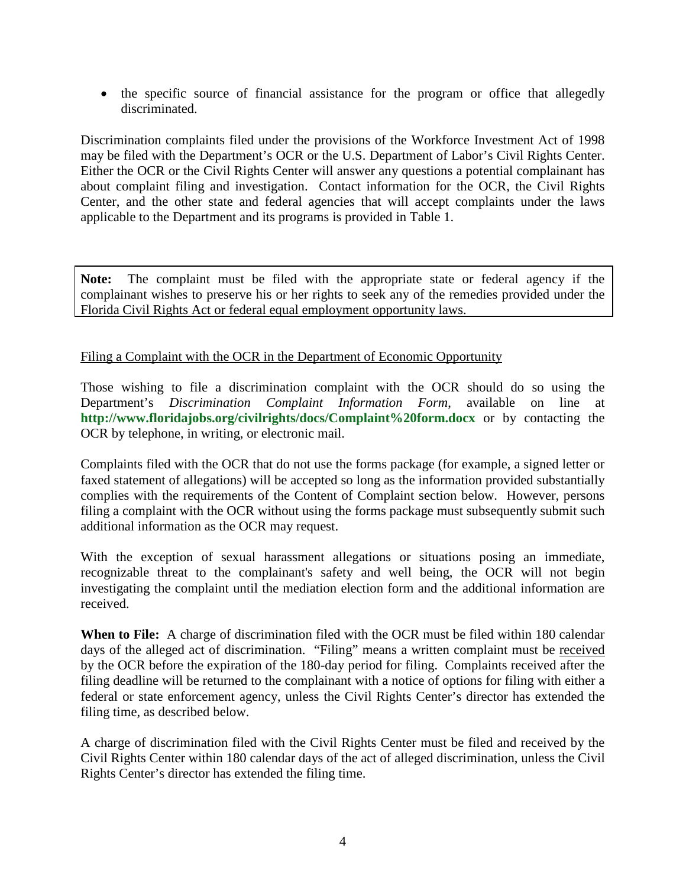- the specific source of financial assistance for the program or office that allegedly discriminated.

Discrimination complaints filed under the provisions of the Workforce Investment Act of 1998 may be filed with the Department's OCR or the U.S. Department of Labor's Civil Rights Center. Either the OCR or the Civil Rights Center will answer any questions a potential complainant has about complaint filing and investigation. Contact information for the OCR, the Civil Rights Center, and the other state and federal agencies that will accept complaints under the laws applicable to the Department and its programs is provided in Table 1.

> **Note:** The complaint must be filed with the appropriate state or federal agency if the complainant wishes to preserve his or her rights to seek any of the remedies provided under the Florida Civil Rights Act or federal equal employment opportunity laws.

Filing a Complaint with the OCR in the Department of Economic Opportunity

Those wishing to file a discrimination complaint with the OCR should do so using the Department's *Discrimination Complaint Information Form*, available on line at **http://www.floridajobs.org/civilrights/docs/Complaint%20form.docx** or by contacting the OCR by telephone, in writing, or electronic mail.

Complaints filed with the OCR that do not use the forms package (for example, a signed letter or faxed statement of allegations) will be accepted so long as the information provided substantially complies with the requirements of the Content of Complaint section below. However, persons filing a complaint with the OCR without using the forms package must subsequently submit such additional information as the OCR may request.

With the exception of sexual harassment allegations or situations posing an immediate, recognizable threat to the complainant's safety and well being, the OCR will not begin investigating the complaint until the mediation election form and the additional information are received.

**When to File:** A charge of discrimination filed with the OCR must be filed within 180 calendar days of the alleged act of discrimination. "Filing" means a written complaint must be received by the OCR before the expiration of the 180-day period for filing. Complaints received after the filing deadline will be returned to the complainant with a notice of options for filing with either a federal or state enforcement agency, unless the Civil Rights Center's director has extended the filing time, as described below.

A charge of discrimination filed with the Civil Rights Center must be filed and received by the Civil Rights Center within 180 calendar days of the act of alleged discrimination, unless the Civil Rights Center's director has extended the filing time.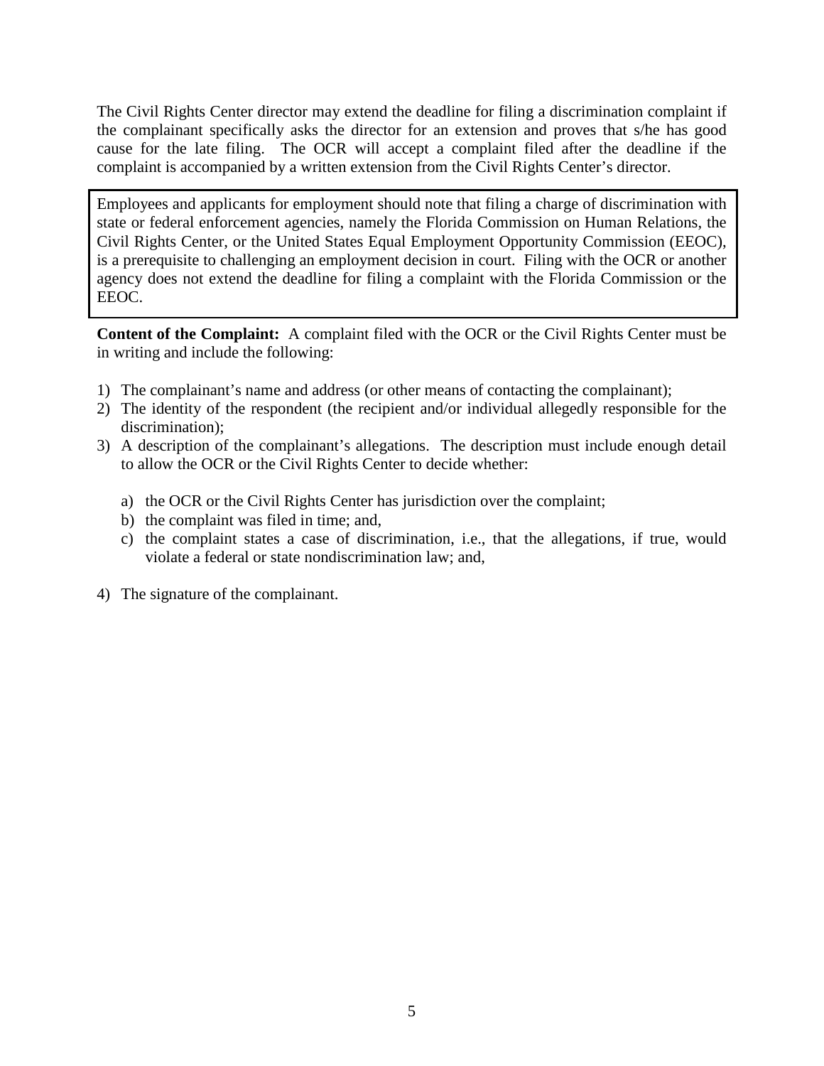The Civil Rights Center director may extend the deadline for filing a discrimination complaint if the complainant specifically asks the director for an extension and proves that s/he has good cause for the late filing. The OCR will accept a complaint filed after the deadline if the complaint is accompanied by a written extension from the Civil Rights Center's director.

> Employees and applicants for employment should note that filing a charge of discrimination with state or federal enforcement agencies, namely the Florida Commission on Human Relations, the Civil Rights Center, or the United States Equal Employment Opportunity Commission (EEOC), is a prerequisite to challenging an employment decision in court. Filing with the OCR or another agency does not extend the deadline for filing a complaint with the Florida Commission or the EEOC.

**Content of the Complaint:** A complaint filed with the OCR or the Civil Rights Center must be in writing and include the following:

1) The complainant's name and address (or other means of contacting the complainant);
2) The identity of the respondent (the recipient and/or individual allegedly responsible for the discrimination);
3) A description of the complainant's allegations. The description must include enough detail to allow the OCR or the Civil Rights Center to decide whether:
   a) the OCR or the Civil Rights Center has jurisdiction over the complaint;
   b) the complaint was filed in time; and,
   c) the complaint states a case of discrimination, i.e., that the allegations, if true, would violate a federal or state nondiscrimination law; and,
4) The signature of the complainant.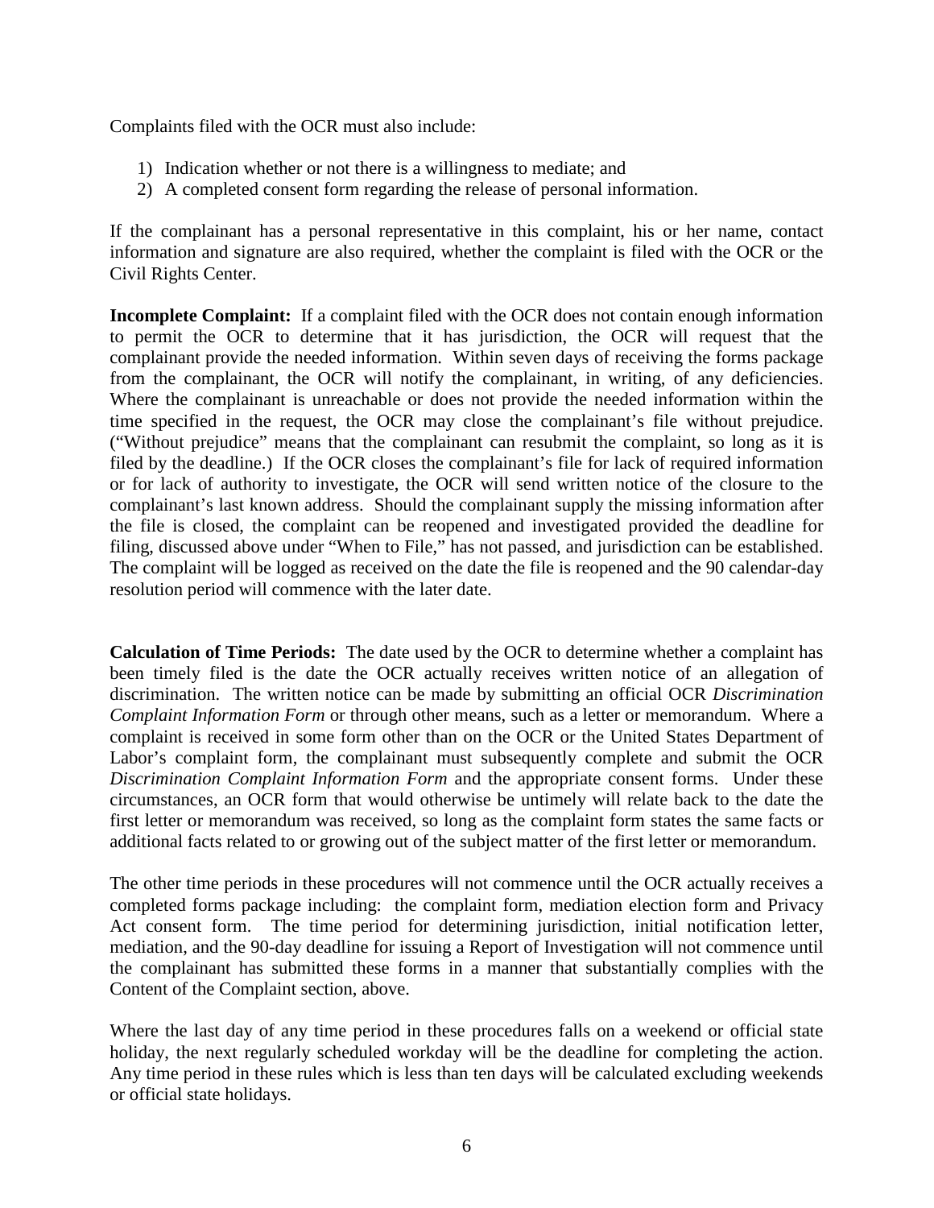Complaints filed with the OCR must also include:

1) Indication whether or not there is a willingness to mediate; and
2) A completed consent form regarding the release of personal information.

If the complainant has a personal representative in this complaint, his or her name, contact information and signature are also required, whether the complaint is filed with the OCR or the Civil Rights Center.

**Incomplete Complaint:** If a complaint filed with the OCR does not contain enough information to permit the OCR to determine that it has jurisdiction, the OCR will request that the complainant provide the needed information. Within seven days of receiving the forms package from the complainant, the OCR will notify the complainant, in writing, of any deficiencies. Where the complainant is unreachable or does not provide the needed information within the time specified in the request, the OCR may close the complainant's file without prejudice. ("Without prejudice" means that the complainant can resubmit the complaint, so long as it is filed by the deadline.) If the OCR closes the complainant's file for lack of required information or for lack of authority to investigate, the OCR will send written notice of the closure to the complainant's last known address. Should the complainant supply the missing information after the file is closed, the complaint can be reopened and investigated provided the deadline for filing, discussed above under "When to File," has not passed, and jurisdiction can be established. The complaint will be logged as received on the date the file is reopened and the 90 calendar-day resolution period will commence with the later date.

**Calculation of Time Periods:** The date used by the OCR to determine whether a complaint has been timely filed is the date the OCR actually receives written notice of an allegation of discrimination. The written notice can be made by submitting an official OCR *Discrimination Complaint Information Form* or through other means, such as a letter or memorandum. Where a complaint is received in some form other than on the OCR or the United States Department of Labor's complaint form, the complainant must subsequently complete and submit the OCR *Discrimination Complaint Information Form* and the appropriate consent forms. Under these circumstances, an OCR form that would otherwise be untimely will relate back to the date the first letter or memorandum was received, so long as the complaint form states the same facts or additional facts related to or growing out of the subject matter of the first letter or memorandum.

The other time periods in these procedures will not commence until the OCR actually receives a completed forms package including: the complaint form, mediation election form and Privacy Act consent form. The time period for determining jurisdiction, initial notification letter, mediation, and the 90-day deadline for issuing a Report of Investigation will not commence until the complainant has submitted these forms in a manner that substantially complies with the Content of the Complaint section, above.

Where the last day of any time period in these procedures falls on a weekend or official state holiday, the next regularly scheduled workday will be the deadline for completing the action. Any time period in these rules which is less than ten days will be calculated excluding weekends or official state holidays.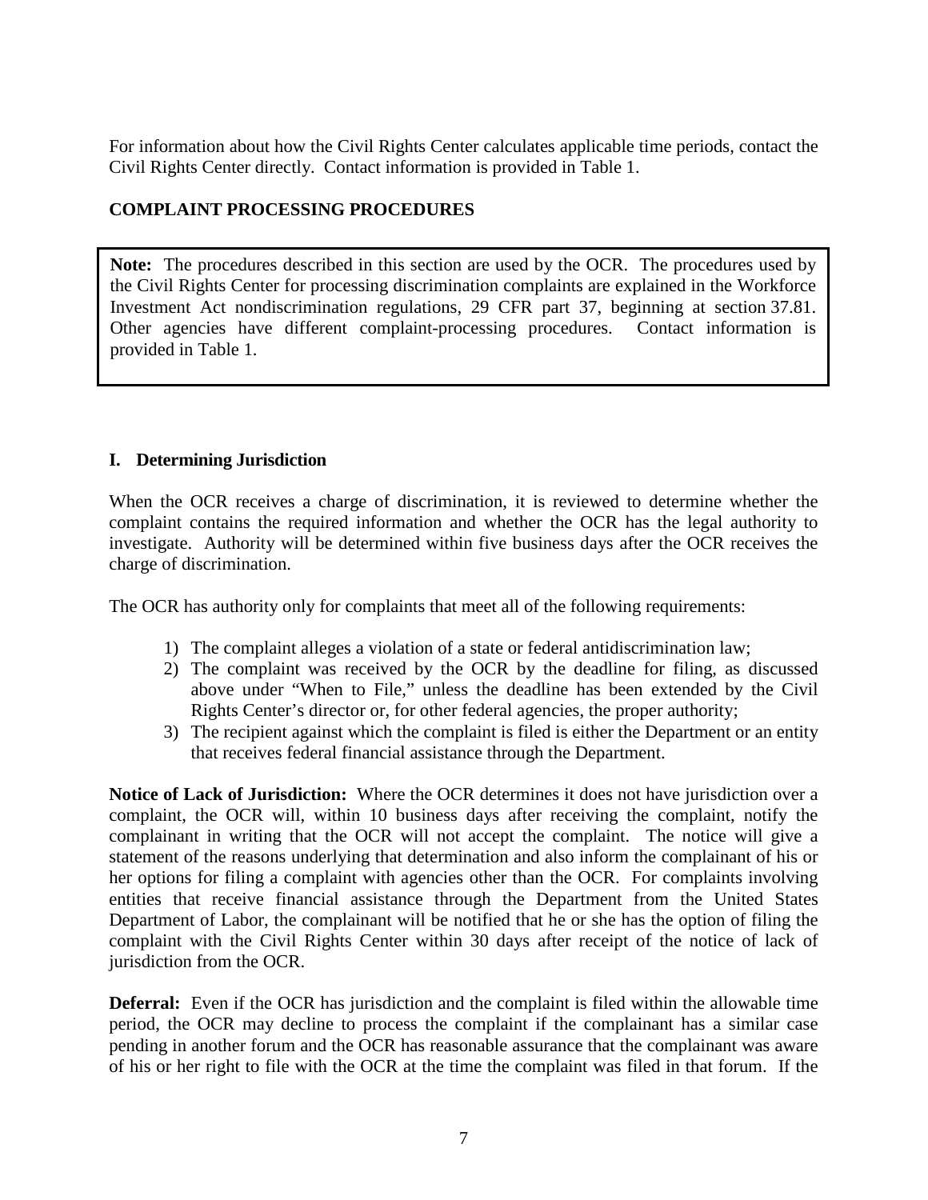For information about how the Civil Rights Center calculates applicable time periods, contact the Civil Rights Center directly. Contact information is provided in Table 1.

## COMPLAINT PROCESSING PROCEDURES

> **Note:** The procedures described in this section are used by the OCR. The procedures used by the Civil Rights Center for processing discrimination complaints are explained in the Workforce Investment Act nondiscrimination regulations, 29 CFR part 37, beginning at section 37.81. Other agencies have different complaint-processing procedures. Contact information is provided in Table 1.

### I. Determining Jurisdiction

When the OCR receives a charge of discrimination, it is reviewed to determine whether the complaint contains the required information and whether the OCR has the legal authority to investigate. Authority will be determined within five business days after the OCR receives the charge of discrimination.

The OCR has authority only for complaints that meet all of the following requirements:

1) The complaint alleges a violation of a state or federal antidiscrimination law;
2) The complaint was received by the OCR by the deadline for filing, as discussed above under "When to File," unless the deadline has been extended by the Civil Rights Center's director or, for other federal agencies, the proper authority;
3) The recipient against which the complaint is filed is either the Department or an entity that receives federal financial assistance through the Department.

**Notice of Lack of Jurisdiction:** Where the OCR determines it does not have jurisdiction over a complaint, the OCR will, within 10 business days after receiving the complaint, notify the complainant in writing that the OCR will not accept the complaint. The notice will give a statement of the reasons underlying that determination and also inform the complainant of his or her options for filing a complaint with agencies other than the OCR. For complaints involving entities that receive financial assistance through the Department from the United States Department of Labor, the complainant will be notified that he or she has the option of filing the complaint with the Civil Rights Center within 30 days after receipt of the notice of lack of jurisdiction from the OCR.

**Deferral:** Even if the OCR has jurisdiction and the complaint is filed within the allowable time period, the OCR may decline to process the complaint if the complainant has a similar case pending in another forum and the OCR has reasonable assurance that the complainant was aware of his or her right to file with the OCR at the time the complaint was filed in that forum. If the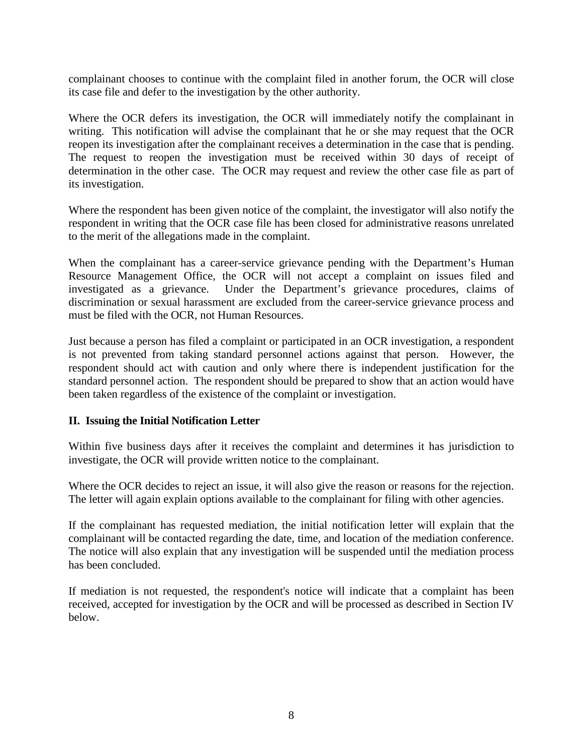complainant chooses to continue with the complaint filed in another forum, the OCR will close its case file and defer to the investigation by the other authority.

Where the OCR defers its investigation, the OCR will immediately notify the complainant in writing. This notification will advise the complainant that he or she may request that the OCR reopen its investigation after the complainant receives a determination in the case that is pending. The request to reopen the investigation must be received within 30 days of receipt of determination in the other case. The OCR may request and review the other case file as part of its investigation.

Where the respondent has been given notice of the complaint, the investigator will also notify the respondent in writing that the OCR case file has been closed for administrative reasons unrelated to the merit of the allegations made in the complaint.

When the complainant has a career-service grievance pending with the Department's Human Resource Management Office, the OCR will not accept a complaint on issues filed and investigated as a grievance. Under the Department's grievance procedures, claims of discrimination or sexual harassment are excluded from the career-service grievance process and must be filed with the OCR, not Human Resources.

Just because a person has filed a complaint or participated in an OCR investigation, a respondent is not prevented from taking standard personnel actions against that person. However, the respondent should act with caution and only where there is independent justification for the standard personnel action. The respondent should be prepared to show that an action would have been taken regardless of the existence of the complaint or investigation.

## II. Issuing the Initial Notification Letter

Within five business days after it receives the complaint and determines it has jurisdiction to investigate, the OCR will provide written notice to the complainant.

Where the OCR decides to reject an issue, it will also give the reason or reasons for the rejection. The letter will again explain options available to the complainant for filing with other agencies.

If the complainant has requested mediation, the initial notification letter will explain that the complainant will be contacted regarding the date, time, and location of the mediation conference. The notice will also explain that any investigation will be suspended until the mediation process has been concluded.

If mediation is not requested, the respondent's notice will indicate that a complaint has been received, accepted for investigation by the OCR and will be processed as described in Section IV below.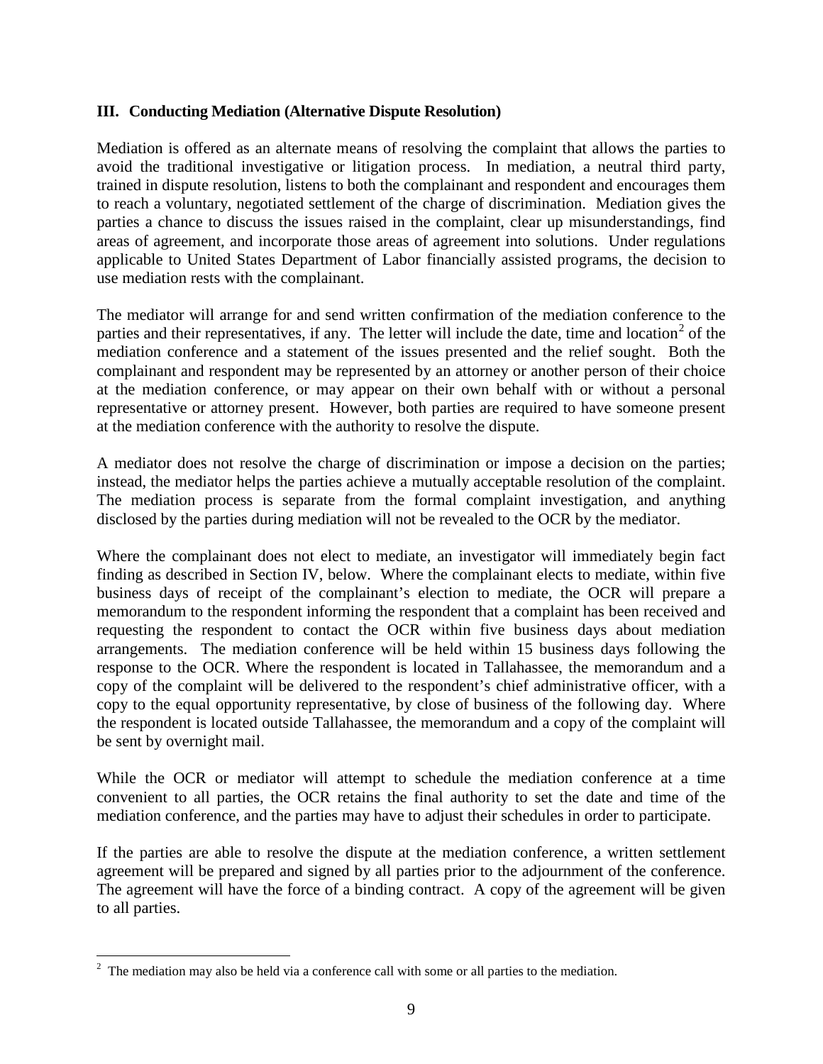### III. Conducting Mediation (Alternative Dispute Resolution)

Mediation is offered as an alternate means of resolving the complaint that allows the parties to avoid the traditional investigative or litigation process. In mediation, a neutral third party, trained in dispute resolution, listens to both the complainant and respondent and encourages them to reach a voluntary, negotiated settlement of the charge of discrimination. Mediation gives the parties a chance to discuss the issues raised in the complaint, clear up misunderstandings, find areas of agreement, and incorporate those areas of agreement into solutions. Under regulations applicable to United States Department of Labor financially assisted programs, the decision to use mediation rests with the complainant.

The mediator will arrange for and send written confirmation of the mediation conference to the parties and their representatives, if any. The letter will include the date, time and location[2] of the mediation conference and a statement of the issues presented and the relief sought. Both the complainant and respondent may be represented by an attorney or another person of their choice at the mediation conference, or may appear on their own behalf with or without a personal representative or attorney present. However, both parties are required to have someone present at the mediation conference with the authority to resolve the dispute.

A mediator does not resolve the charge of discrimination or impose a decision on the parties; instead, the mediator helps the parties achieve a mutually acceptable resolution of the complaint. The mediation process is separate from the formal complaint investigation, and anything disclosed by the parties during mediation will not be revealed to the OCR by the mediator.

Where the complainant does not elect to mediate, an investigator will immediately begin fact finding as described in Section IV, below. Where the complainant elects to mediate, within five business days of receipt of the complainant's election to mediate, the OCR will prepare a memorandum to the respondent informing the respondent that a complaint has been received and requesting the respondent to contact the OCR within five business days about mediation arrangements. The mediation conference will be held within 15 business days following the response to the OCR. Where the respondent is located in Tallahassee, the memorandum and a copy of the complaint will be delivered to the respondent's chief administrative officer, with a copy to the equal opportunity representative, by close of business of the following day. Where the respondent is located outside Tallahassee, the memorandum and a copy of the complaint will be sent by overnight mail.

While the OCR or mediator will attempt to schedule the mediation conference at a time convenient to all parties, the OCR retains the final authority to set the date and time of the mediation conference, and the parties may have to adjust their schedules in order to participate.

If the parties are able to resolve the dispute at the mediation conference, a written settlement agreement will be prepared and signed by all parties prior to the adjournment of the conference. The agreement will have the force of a binding contract. A copy of the agreement will be given to all parties.

---

[2] The mediation may also be held via a conference call with some or all parties to the mediation.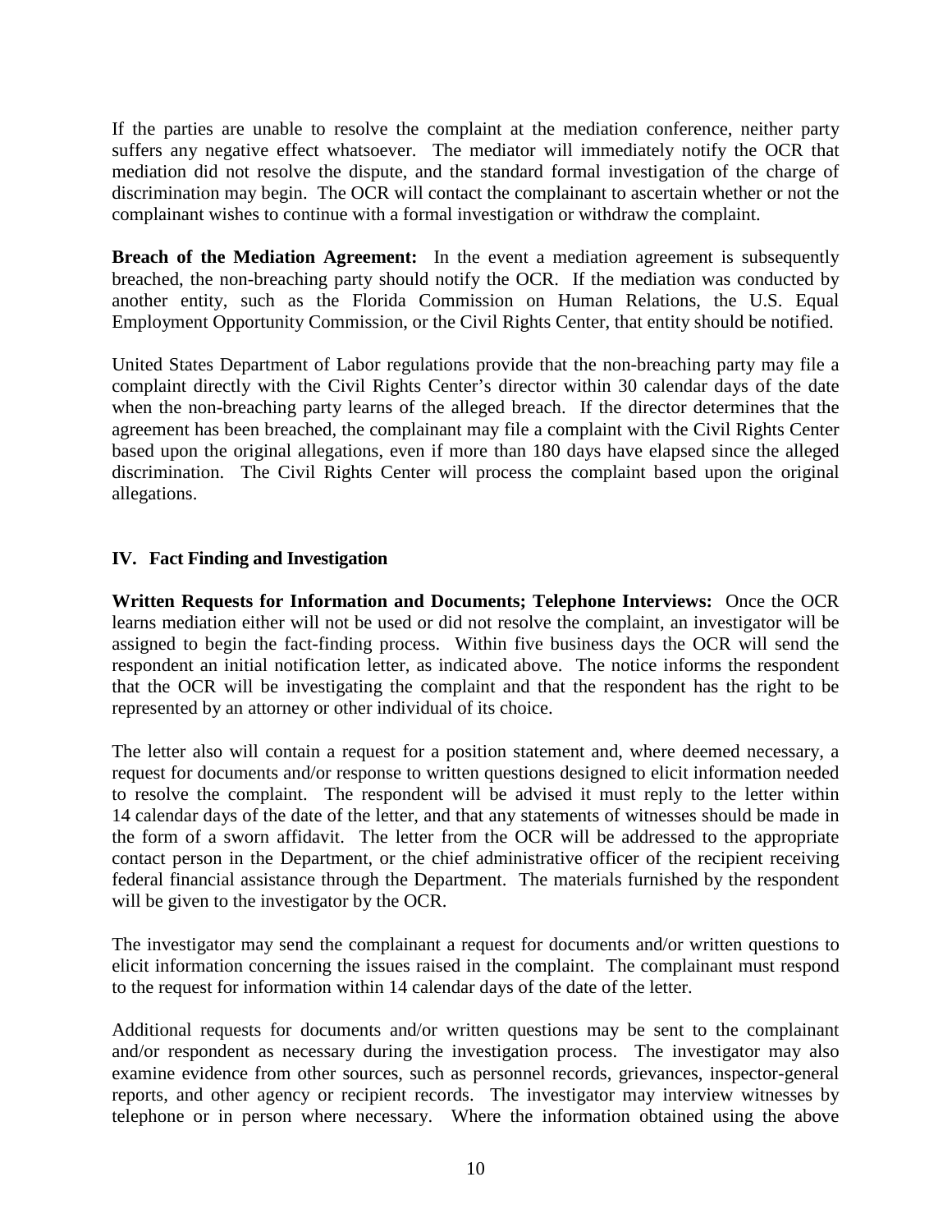If the parties are unable to resolve the complaint at the mediation conference, neither party suffers any negative effect whatsoever. The mediator will immediately notify the OCR that mediation did not resolve the dispute, and the standard formal investigation of the charge of discrimination may begin. The OCR will contact the complainant to ascertain whether or not the complainant wishes to continue with a formal investigation or withdraw the complaint.

**Breach of the Mediation Agreement:** In the event a mediation agreement is subsequently breached, the non-breaching party should notify the OCR. If the mediation was conducted by another entity, such as the Florida Commission on Human Relations, the U.S. Equal Employment Opportunity Commission, or the Civil Rights Center, that entity should be notified.

United States Department of Labor regulations provide that the non-breaching party may file a complaint directly with the Civil Rights Center's director within 30 calendar days of the date when the non-breaching party learns of the alleged breach. If the director determines that the agreement has been breached, the complainant may file a complaint with the Civil Rights Center based upon the original allegations, even if more than 180 days have elapsed since the alleged discrimination. The Civil Rights Center will process the complaint based upon the original allegations.

## IV. Fact Finding and Investigation

**Written Requests for Information and Documents; Telephone Interviews:** Once the OCR learns mediation either will not be used or did not resolve the complaint, an investigator will be assigned to begin the fact-finding process. Within five business days the OCR will send the respondent an initial notification letter, as indicated above. The notice informs the respondent that the OCR will be investigating the complaint and that the respondent has the right to be represented by an attorney or other individual of its choice.

The letter also will contain a request for a position statement and, where deemed necessary, a request for documents and/or response to written questions designed to elicit information needed to resolve the complaint. The respondent will be advised it must reply to the letter within 14 calendar days of the date of the letter, and that any statements of witnesses should be made in the form of a sworn affidavit. The letter from the OCR will be addressed to the appropriate contact person in the Department, or the chief administrative officer of the recipient receiving federal financial assistance through the Department. The materials furnished by the respondent will be given to the investigator by the OCR.

The investigator may send the complainant a request for documents and/or written questions to elicit information concerning the issues raised in the complaint. The complainant must respond to the request for information within 14 calendar days of the date of the letter.

Additional requests for documents and/or written questions may be sent to the complainant and/or respondent as necessary during the investigation process. The investigator may also examine evidence from other sources, such as personnel records, grievances, inspector-general reports, and other agency or recipient records. The investigator may interview witnesses by telephone or in person where necessary. Where the information obtained using the above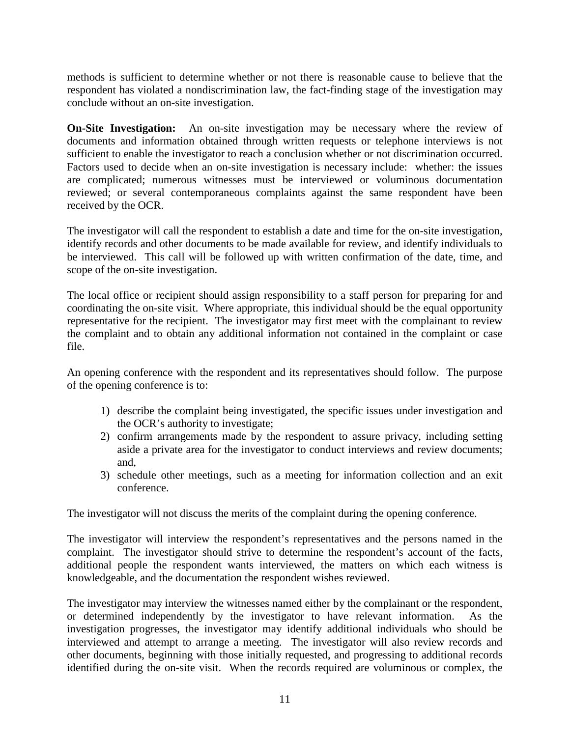methods is sufficient to determine whether or not there is reasonable cause to believe that the respondent has violated a nondiscrimination law, the fact-finding stage of the investigation may conclude without an on-site investigation.

**On-Site Investigation:** An on-site investigation may be necessary where the review of documents and information obtained through written requests or telephone interviews is not sufficient to enable the investigator to reach a conclusion whether or not discrimination occurred. Factors used to decide when an on-site investigation is necessary include: whether: the issues are complicated; numerous witnesses must be interviewed or voluminous documentation reviewed; or several contemporaneous complaints against the same respondent have been received by the OCR.

The investigator will call the respondent to establish a date and time for the on-site investigation, identify records and other documents to be made available for review, and identify individuals to be interviewed. This call will be followed up with written confirmation of the date, time, and scope of the on-site investigation.

The local office or recipient should assign responsibility to a staff person for preparing for and coordinating the on-site visit. Where appropriate, this individual should be the equal opportunity representative for the recipient. The investigator may first meet with the complainant to review the complaint and to obtain any additional information not contained in the complaint or case file.

An opening conference with the respondent and its representatives should follow. The purpose of the opening conference is to:

1) describe the complaint being investigated, the specific issues under investigation and the OCR's authority to investigate;
2) confirm arrangements made by the respondent to assure privacy, including setting aside a private area for the investigator to conduct interviews and review documents; and,
3) schedule other meetings, such as a meeting for information collection and an exit conference.

The investigator will not discuss the merits of the complaint during the opening conference.

The investigator will interview the respondent's representatives and the persons named in the complaint. The investigator should strive to determine the respondent's account of the facts, additional people the respondent wants interviewed, the matters on which each witness is knowledgeable, and the documentation the respondent wishes reviewed.

The investigator may interview the witnesses named either by the complainant or the respondent, or determined independently by the investigator to have relevant information. As the investigation progresses, the investigator may identify additional individuals who should be interviewed and attempt to arrange a meeting. The investigator will also review records and other documents, beginning with those initially requested, and progressing to additional records identified during the on-site visit. When the records required are voluminous or complex, the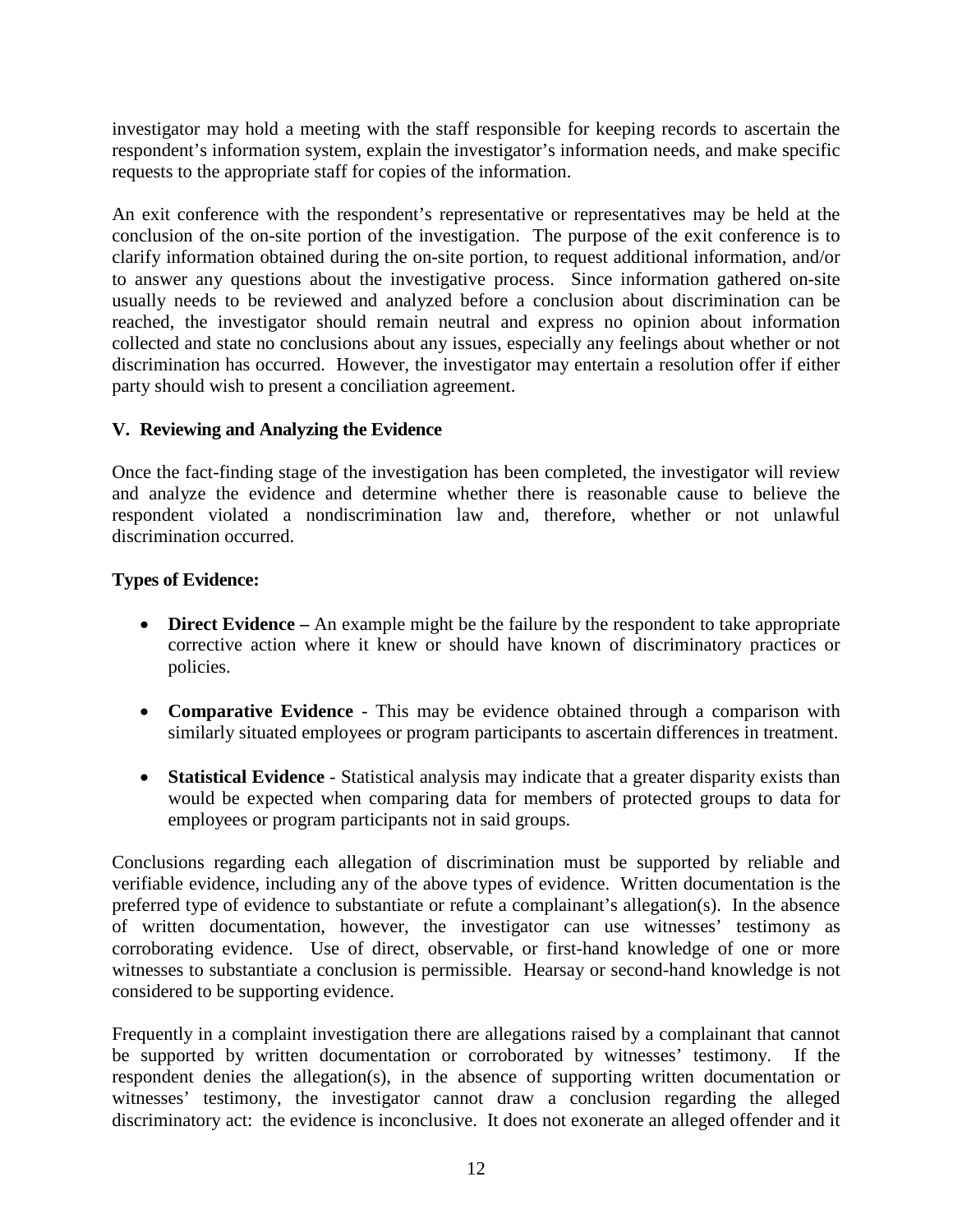investigator may hold a meeting with the staff responsible for keeping records to ascertain the respondent's information system, explain the investigator's information needs, and make specific requests to the appropriate staff for copies of the information.

An exit conference with the respondent's representative or representatives may be held at the conclusion of the on-site portion of the investigation. The purpose of the exit conference is to clarify information obtained during the on-site portion, to request additional information, and/or to answer any questions about the investigative process. Since information gathered on-site usually needs to be reviewed and analyzed before a conclusion about discrimination can be reached, the investigator should remain neutral and express no opinion about information collected and state no conclusions about any issues, especially any feelings about whether or not discrimination has occurred. However, the investigator may entertain a resolution offer if either party should wish to present a conciliation agreement.

## V. Reviewing and Analyzing the Evidence

Once the fact-finding stage of the investigation has been completed, the investigator will review and analyze the evidence and determine whether there is reasonable cause to believe the respondent violated a nondiscrimination law and, therefore, whether or not unlawful discrimination occurred.

**Types of Evidence:**

- **Direct Evidence –** An example might be the failure by the respondent to take appropriate corrective action where it knew or should have known of discriminatory practices or policies.
- **Comparative Evidence** - This may be evidence obtained through a comparison with similarly situated employees or program participants to ascertain differences in treatment.
- **Statistical Evidence** - Statistical analysis may indicate that a greater disparity exists than would be expected when comparing data for members of protected groups to data for employees or program participants not in said groups.

Conclusions regarding each allegation of discrimination must be supported by reliable and verifiable evidence, including any of the above types of evidence. Written documentation is the preferred type of evidence to substantiate or refute a complainant's allegation(s). In the absence of written documentation, however, the investigator can use witnesses' testimony as corroborating evidence. Use of direct, observable, or first-hand knowledge of one or more witnesses to substantiate a conclusion is permissible. Hearsay or second-hand knowledge is not considered to be supporting evidence.

Frequently in a complaint investigation there are allegations raised by a complainant that cannot be supported by written documentation or corroborated by witnesses' testimony. If the respondent denies the allegation(s), in the absence of supporting written documentation or witnesses' testimony, the investigator cannot draw a conclusion regarding the alleged discriminatory act: the evidence is inconclusive. It does not exonerate an alleged offender and it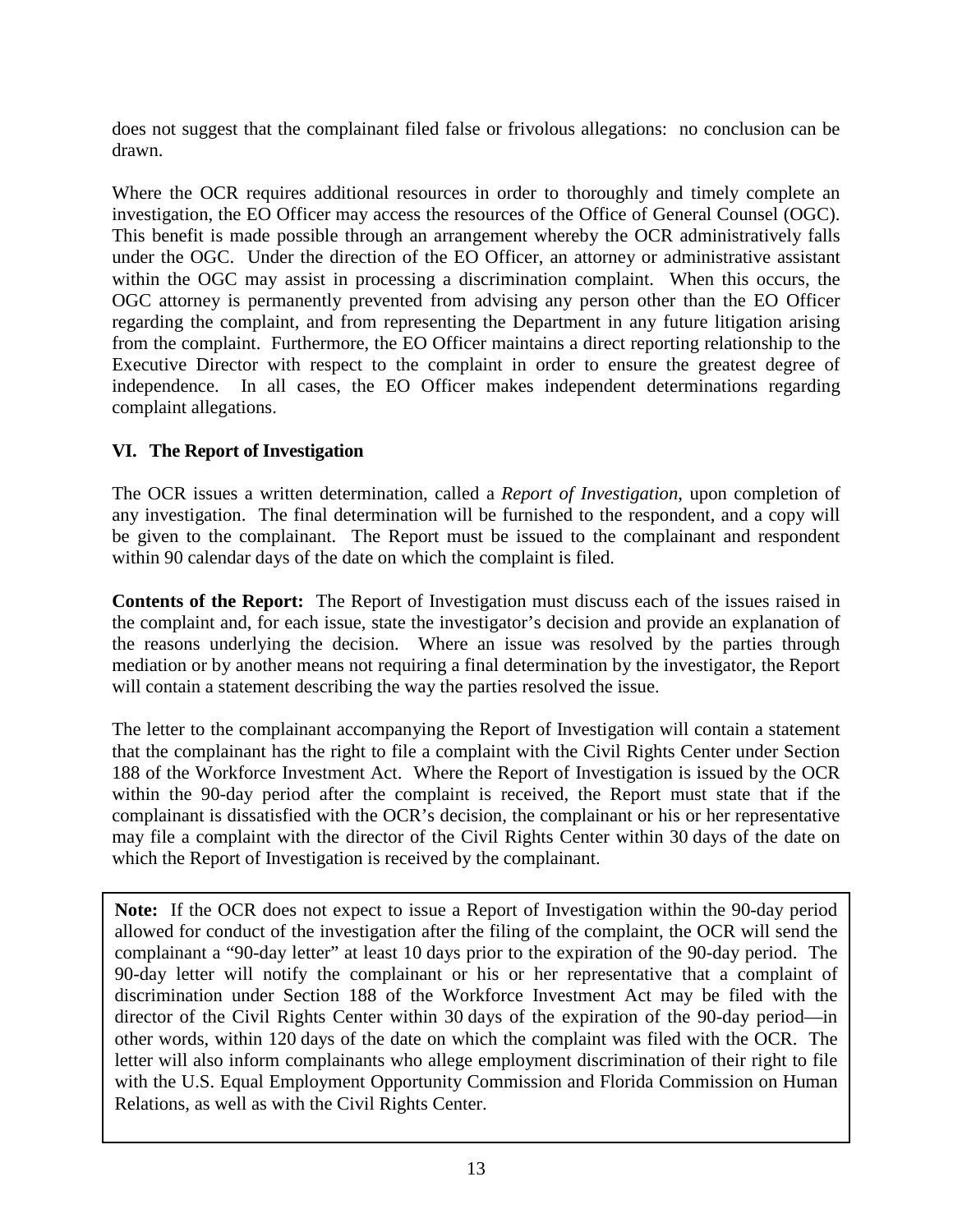does not suggest that the complainant filed false or frivolous allegations: no conclusion can be drawn.

Where the OCR requires additional resources in order to thoroughly and timely complete an investigation, the EO Officer may access the resources of the Office of General Counsel (OGC). This benefit is made possible through an arrangement whereby the OCR administratively falls under the OGC. Under the direction of the EO Officer, an attorney or administrative assistant within the OGC may assist in processing a discrimination complaint. When this occurs, the OGC attorney is permanently prevented from advising any person other than the EO Officer regarding the complaint, and from representing the Department in any future litigation arising from the complaint. Furthermore, the EO Officer maintains a direct reporting relationship to the Executive Director with respect to the complaint in order to ensure the greatest degree of independence. In all cases, the EO Officer makes independent determinations regarding complaint allegations.

## VI. The Report of Investigation

The OCR issues a written determination, called a *Report of Investigation*, upon completion of any investigation. The final determination will be furnished to the respondent, and a copy will be given to the complainant. The Report must be issued to the complainant and respondent within 90 calendar days of the date on which the complaint is filed.

**Contents of the Report:** The Report of Investigation must discuss each of the issues raised in the complaint and, for each issue, state the investigator's decision and provide an explanation of the reasons underlying the decision. Where an issue was resolved by the parties through mediation or by another means not requiring a final determination by the investigator, the Report will contain a statement describing the way the parties resolved the issue.

The letter to the complainant accompanying the Report of Investigation will contain a statement that the complainant has the right to file a complaint with the Civil Rights Center under Section 188 of the Workforce Investment Act. Where the Report of Investigation is issued by the OCR within the 90-day period after the complaint is received, the Report must state that if the complainant is dissatisfied with the OCR's decision, the complainant or his or her representative may file a complaint with the director of the Civil Rights Center within 30 days of the date on which the Report of Investigation is received by the complainant.

> **Note:** If the OCR does not expect to issue a Report of Investigation within the 90-day period allowed for conduct of the investigation after the filing of the complaint, the OCR will send the complainant a "90-day letter" at least 10 days prior to the expiration of the 90-day period. The 90-day letter will notify the complainant or his or her representative that a complaint of discrimination under Section 188 of the Workforce Investment Act may be filed with the director of the Civil Rights Center within 30 days of the expiration of the 90-day period—in other words, within 120 days of the date on which the complaint was filed with the OCR. The letter will also inform complainants who allege employment discrimination of their right to file with the U.S. Equal Employment Opportunity Commission and Florida Commission on Human Relations, as well as with the Civil Rights Center.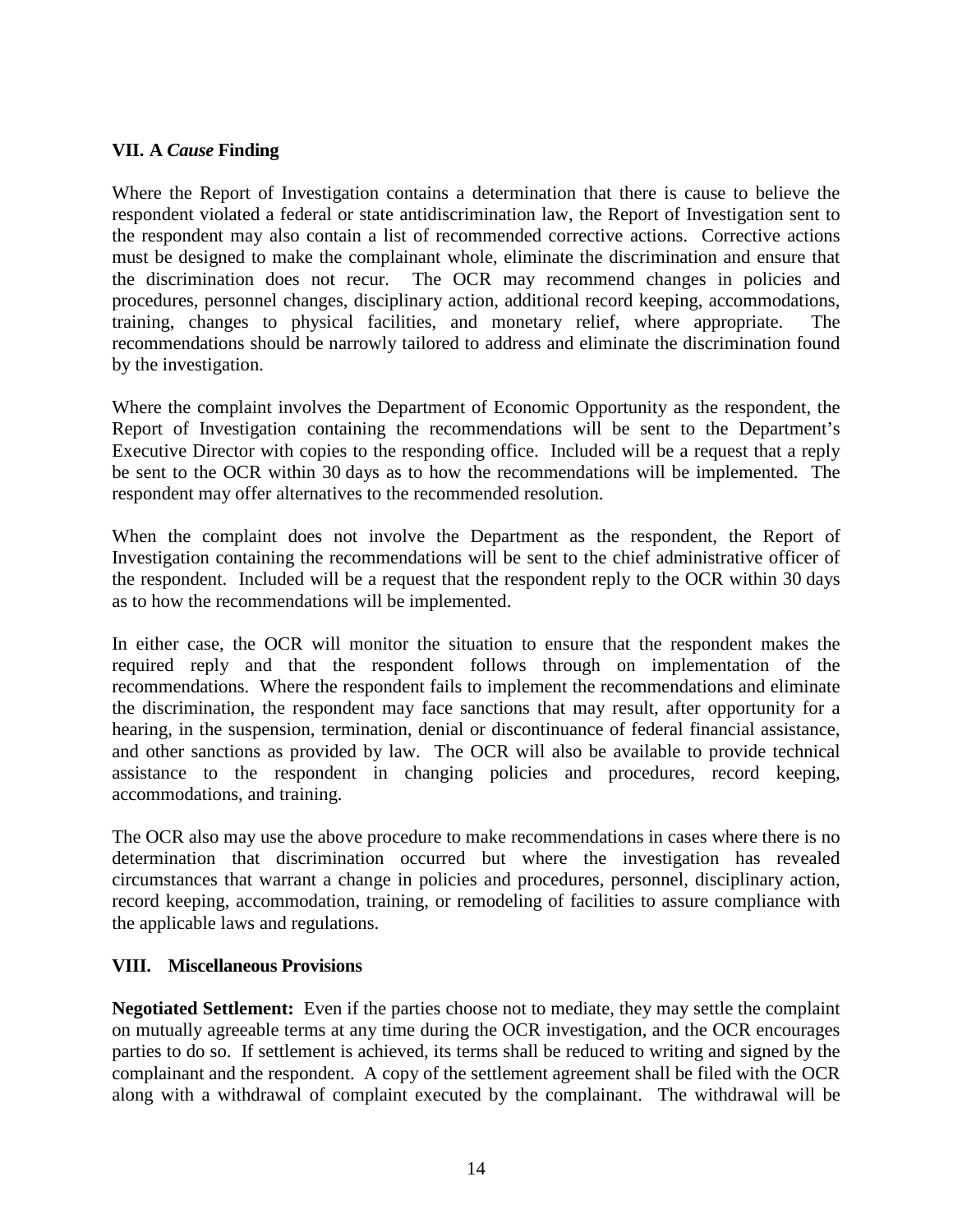## VII. A *Cause* Finding

Where the Report of Investigation contains a determination that there is cause to believe the respondent violated a federal or state antidiscrimination law, the Report of Investigation sent to the respondent may also contain a list of recommended corrective actions. Corrective actions must be designed to make the complainant whole, eliminate the discrimination and ensure that the discrimination does not recur. The OCR may recommend changes in policies and procedures, personnel changes, disciplinary action, additional record keeping, accommodations, training, changes to physical facilities, and monetary relief, where appropriate. The recommendations should be narrowly tailored to address and eliminate the discrimination found by the investigation.

Where the complaint involves the Department of Economic Opportunity as the respondent, the Report of Investigation containing the recommendations will be sent to the Department's Executive Director with copies to the responding office. Included will be a request that a reply be sent to the OCR within 30 days as to how the recommendations will be implemented. The respondent may offer alternatives to the recommended resolution.

When the complaint does not involve the Department as the respondent, the Report of Investigation containing the recommendations will be sent to the chief administrative officer of the respondent. Included will be a request that the respondent reply to the OCR within 30 days as to how the recommendations will be implemented.

In either case, the OCR will monitor the situation to ensure that the respondent makes the required reply and that the respondent follows through on implementation of the recommendations. Where the respondent fails to implement the recommendations and eliminate the discrimination, the respondent may face sanctions that may result, after opportunity for a hearing, in the suspension, termination, denial or discontinuance of federal financial assistance, and other sanctions as provided by law. The OCR will also be available to provide technical assistance to the respondent in changing policies and procedures, record keeping, accommodations, and training.

The OCR also may use the above procedure to make recommendations in cases where there is no determination that discrimination occurred but where the investigation has revealed circumstances that warrant a change in policies and procedures, personnel, disciplinary action, record keeping, accommodation, training, or remodeling of facilities to assure compliance with the applicable laws and regulations.

## VIII. Miscellaneous Provisions

**Negotiated Settlement:** Even if the parties choose not to mediate, they may settle the complaint on mutually agreeable terms at any time during the OCR investigation, and the OCR encourages parties to do so. If settlement is achieved, its terms shall be reduced to writing and signed by the complainant and the respondent. A copy of the settlement agreement shall be filed with the OCR along with a withdrawal of complaint executed by the complainant. The withdrawal will be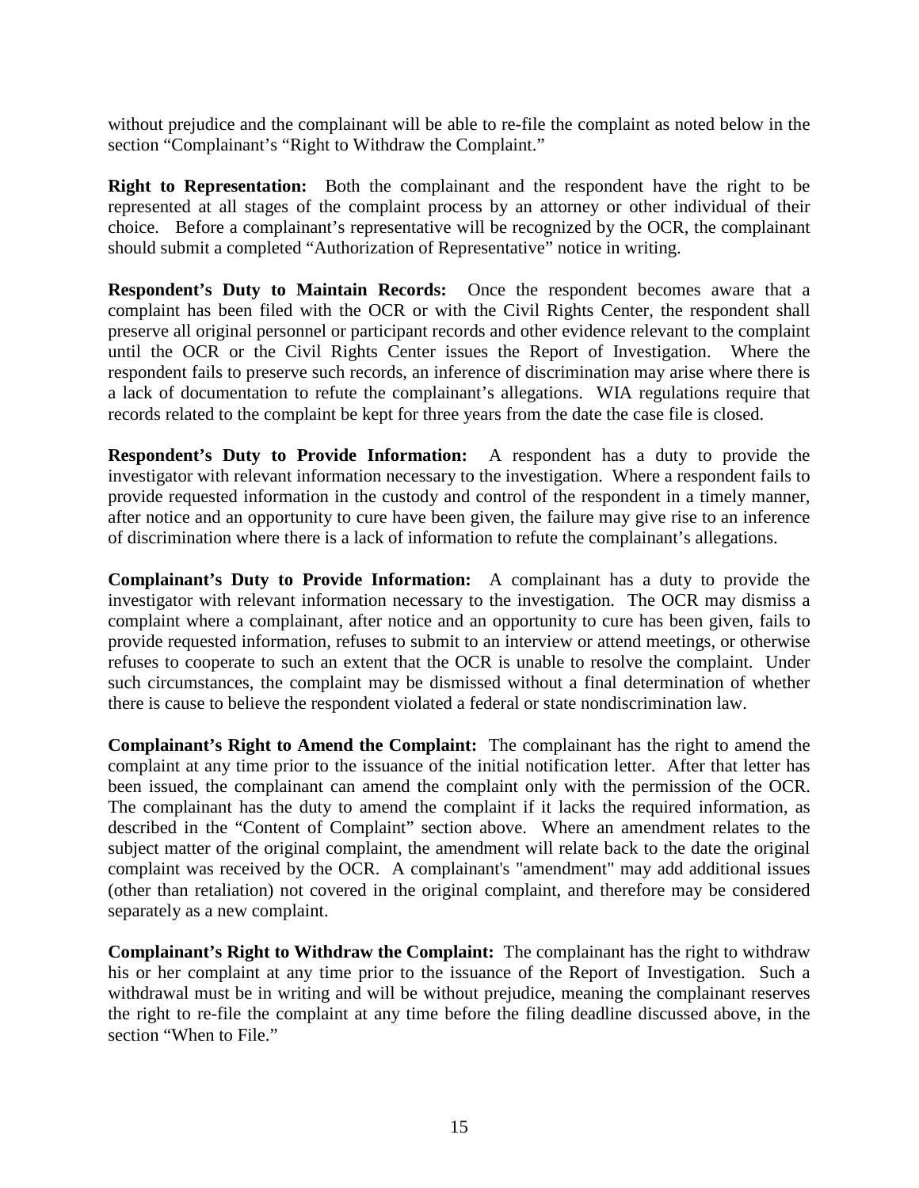without prejudice and the complainant will be able to re-file the complaint as noted below in the section "Complainant's "Right to Withdraw the Complaint."

**Right to Representation:** Both the complainant and the respondent have the right to be represented at all stages of the complaint process by an attorney or other individual of their choice. Before a complainant's representative will be recognized by the OCR, the complainant should submit a completed "Authorization of Representative" notice in writing.

**Respondent's Duty to Maintain Records:** Once the respondent becomes aware that a complaint has been filed with the OCR or with the Civil Rights Center, the respondent shall preserve all original personnel or participant records and other evidence relevant to the complaint until the OCR or the Civil Rights Center issues the Report of Investigation. Where the respondent fails to preserve such records, an inference of discrimination may arise where there is a lack of documentation to refute the complainant's allegations. WIA regulations require that records related to the complaint be kept for three years from the date the case file is closed.

**Respondent's Duty to Provide Information:** A respondent has a duty to provide the investigator with relevant information necessary to the investigation. Where a respondent fails to provide requested information in the custody and control of the respondent in a timely manner, after notice and an opportunity to cure have been given, the failure may give rise to an inference of discrimination where there is a lack of information to refute the complainant's allegations.

**Complainant's Duty to Provide Information:** A complainant has a duty to provide the investigator with relevant information necessary to the investigation. The OCR may dismiss a complaint where a complainant, after notice and an opportunity to cure has been given, fails to provide requested information, refuses to submit to an interview or attend meetings, or otherwise refuses to cooperate to such an extent that the OCR is unable to resolve the complaint. Under such circumstances, the complaint may be dismissed without a final determination of whether there is cause to believe the respondent violated a federal or state nondiscrimination law.

**Complainant's Right to Amend the Complaint:** The complainant has the right to amend the complaint at any time prior to the issuance of the initial notification letter. After that letter has been issued, the complainant can amend the complaint only with the permission of the OCR. The complainant has the duty to amend the complaint if it lacks the required information, as described in the "Content of Complaint" section above. Where an amendment relates to the subject matter of the original complaint, the amendment will relate back to the date the original complaint was received by the OCR. A complainant's "amendment" may add additional issues (other than retaliation) not covered in the original complaint, and therefore may be considered separately as a new complaint.

**Complainant's Right to Withdraw the Complaint:** The complainant has the right to withdraw his or her complaint at any time prior to the issuance of the Report of Investigation. Such a withdrawal must be in writing and will be without prejudice, meaning the complainant reserves the right to re-file the complaint at any time before the filing deadline discussed above, in the section "When to File."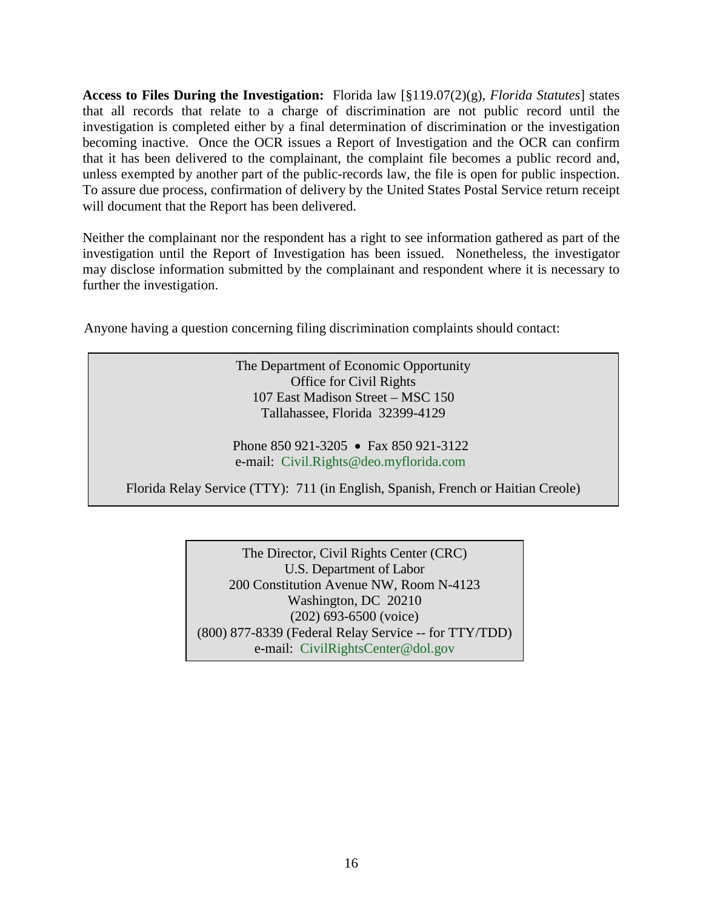**Access to Files During the Investigation:** Florida law [§119.07(2)(g), *Florida Statutes*] states that all records that relate to a charge of discrimination are not public record until the investigation is completed either by a final determination of discrimination or the investigation becoming inactive. Once the OCR issues a Report of Investigation and the OCR can confirm that it has been delivered to the complainant, the complaint file becomes a public record and, unless exempted by another part of the public-records law, the file is open for public inspection. To assure due process, confirmation of delivery by the United States Postal Service return receipt will document that the Report has been delivered.

Neither the complainant nor the respondent has a right to see information gathered as part of the investigation until the Report of Investigation has been issued. Nonetheless, the investigator may disclose information submitted by the complainant and respondent where it is necessary to further the investigation.

Anyone having a question concerning filing discrimination complaints should contact:

The Department of Economic Opportunity
Office for Civil Rights
107 East Madison Street – MSC 150
Tallahassee, Florida 32399-4129

Phone 850 921-3205 • Fax 850 921-3122
e-mail: Civil.Rights@deo.myflorida.com

Florida Relay Service (TTY): 711 (in English, Spanish, French or Haitian Creole)

The Director, Civil Rights Center (CRC)
U.S. Department of Labor
200 Constitution Avenue NW, Room N-4123
Washington, DC 20210
(202) 693-6500 (voice)
(800) 877-8339 (Federal Relay Service -- for TTY/TDD)
e-mail: CivilRightsCenter@dol.gov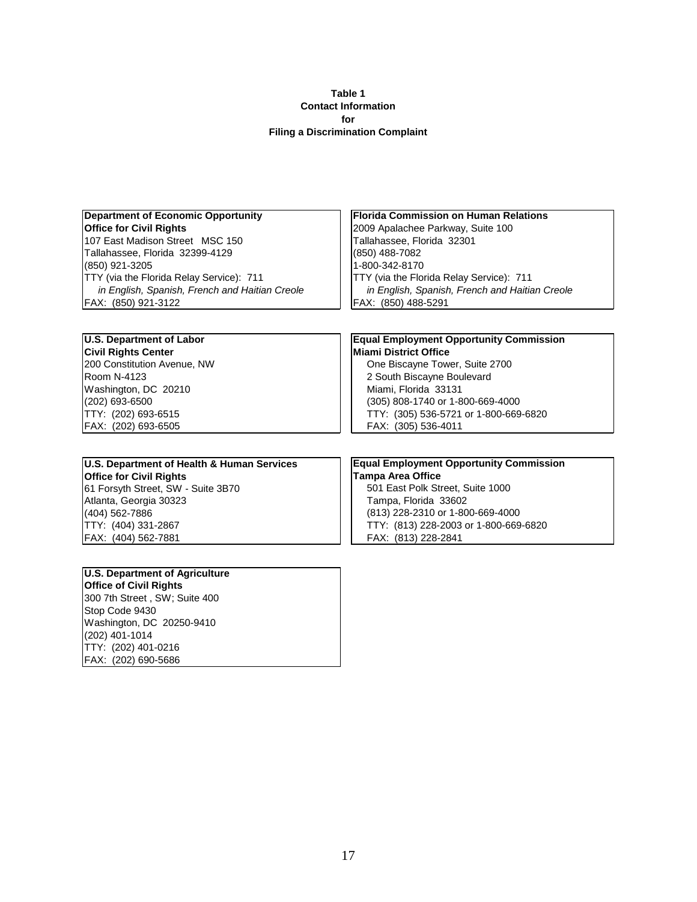**Table 1**
**Contact Information**
**for**
**Filing a Discrimination Complaint**

**Department of Economic Opportunity**
**Office for Civil Rights**
107 East Madison Street MSC 150
Tallahassee, Florida 32399-4129
(850) 921-3205
TTY (via the Florida Relay Service): 711
*in English, Spanish, French and Haitian Creole*
FAX: (850) 921-3122

**Florida Commission on Human Relations**
2009 Apalachee Parkway, Suite 100
Tallahassee, Florida 32301
(850) 488-7082
1-800-342-8170
TTY (via the Florida Relay Service): 711
*in English, Spanish, French and Haitian Creole*
FAX: (850) 488-5291

**U.S. Department of Labor**
**Civil Rights Center**
200 Constitution Avenue, NW
Room N-4123
Washington, DC 20210
(202) 693-6500
TTY: (202) 693-6515
FAX: (202) 693-6505

**Equal Employment Opportunity Commission**
**Miami District Office**
One Biscayne Tower, Suite 2700
2 South Biscayne Boulevard
Miami, Florida 33131
(305) 808-1740 or 1-800-669-4000
TTY: (305) 536-5721 or 1-800-669-6820
FAX: (305) 536-4011

**U.S. Department of Health & Human Services**
**Office for Civil Rights**
61 Forsyth Street, SW - Suite 3B70
Atlanta, Georgia 30323
(404) 562-7886
TTY: (404) 331-2867
FAX: (404) 562-7881

**Equal Employment Opportunity Commission**
**Tampa Area Office**
501 East Polk Street, Suite 1000
Tampa, Florida 33602
(813) 228-2310 or 1-800-669-4000
TTY: (813) 228-2003 or 1-800-669-6820
FAX: (813) 228-2841

**U.S. Department of Agriculture**
**Office of Civil Rights**
300 7th Street , SW; Suite 400
Stop Code 9430
Washington, DC 20250-9410
(202) 401-1014
TTY: (202) 401-0216
FAX: (202) 690-5686